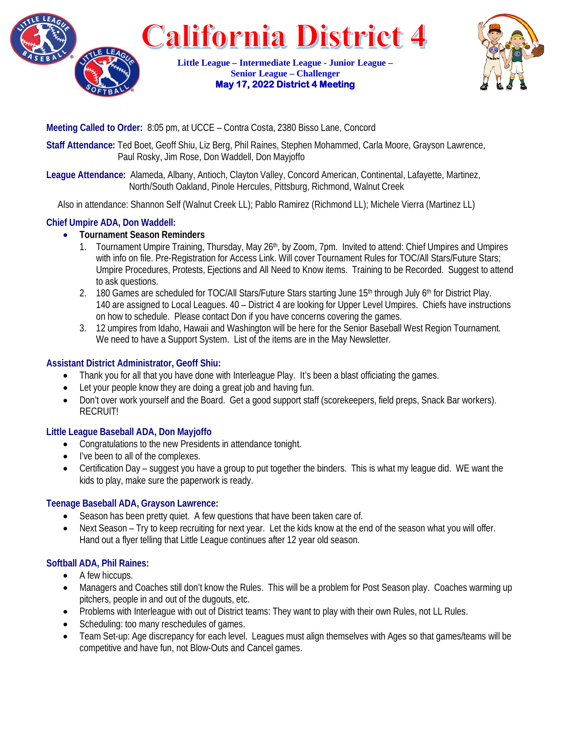# California District 4

**Little League – Intermediate League - Junior League – Senior League – Challenger**
**May 17, 2022 District 4 Meeting**

**Meeting Called to Order:** 8:05 pm, at UCCE – Contra Costa, 2380 Bisso Lane, Concord

**Staff Attendance:** Ted Boet, Geoff Shiu, Liz Berg, Phil Raines, Stephen Mohammed, Carla Moore, Grayson Lawrence, Paul Rosky, Jim Rose, Don Waddell, Don Mayjoffo

**League Attendance:** Alameda, Albany, Antioch, Clayton Valley, Concord American, Continental, Lafayette, Martinez, North/South Oakland, Pinole Hercules, Pittsburg, Richmond, Walnut Creek

Also in attendance: Shannon Self (Walnut Creek LL); Pablo Ramirez (Richmond LL); Michele Vierra (Martinez LL)

## Chief Umpire ADA, Don Waddell:

- **Tournament Season Reminders**
  1. Tournament Umpire Training, Thursday, May 26th, by Zoom, 7pm. Invited to attend: Chief Umpires and Umpires with info on file. Pre-Registration for Access Link. Will cover Tournament Rules for TOC/All Stars/Future Stars; Umpire Procedures, Protests, Ejections and All Need to Know items. Training to be Recorded. Suggest to attend to ask questions.
  2. 180 Games are scheduled for TOC/All Stars/Future Stars starting June 15th through July 6th for District Play. 140 are assigned to Local Leagues. 40 – District 4 are looking for Upper Level Umpires. Chiefs have instructions on how to schedule. Please contact Don if you have concerns covering the games.
  3. 12 umpires from Idaho, Hawaii and Washington will be here for the Senior Baseball West Region Tournament. We need to have a Support System. List of the items are in the May Newsletter.

## Assistant District Administrator, Geoff Shiu:

- Thank you for all that you have done with Interleague Play. It's been a blast officiating the games.
- Let your people know they are doing a great job and having fun.
- Don't over work yourself and the Board. Get a good support staff (scorekeepers, field preps, Snack Bar workers). RECRUIT!

## Little League Baseball ADA, Don Mayjoffo

- Congratulations to the new Presidents in attendance tonight.
- I've been to all of the complexes.
- Certification Day – suggest you have a group to put together the binders. This is what my league did. WE want the kids to play, make sure the paperwork is ready.

## Teenage Baseball ADA, Grayson Lawrence:

- Season has been pretty quiet. A few questions that have been taken care of.
- Next Season – Try to keep recruiting for next year. Let the kids know at the end of the season what you will offer. Hand out a flyer telling that Little League continues after 12 year old season.

## Softball ADA, Phil Raines:

- A few hiccups.
- Managers and Coaches still don't know the Rules. This will be a problem for Post Season play. Coaches warming up pitchers, people in and out of the dugouts, etc.
- Problems with Interleague with out of District teams: They want to play with their own Rules, not LL Rules.
- Scheduling: too many reschedules of games.
- Team Set-up: Age discrepancy for each level. Leagues must align themselves with Ages so that games/teams will be competitive and have fun, not Blow-Outs and Cancel games.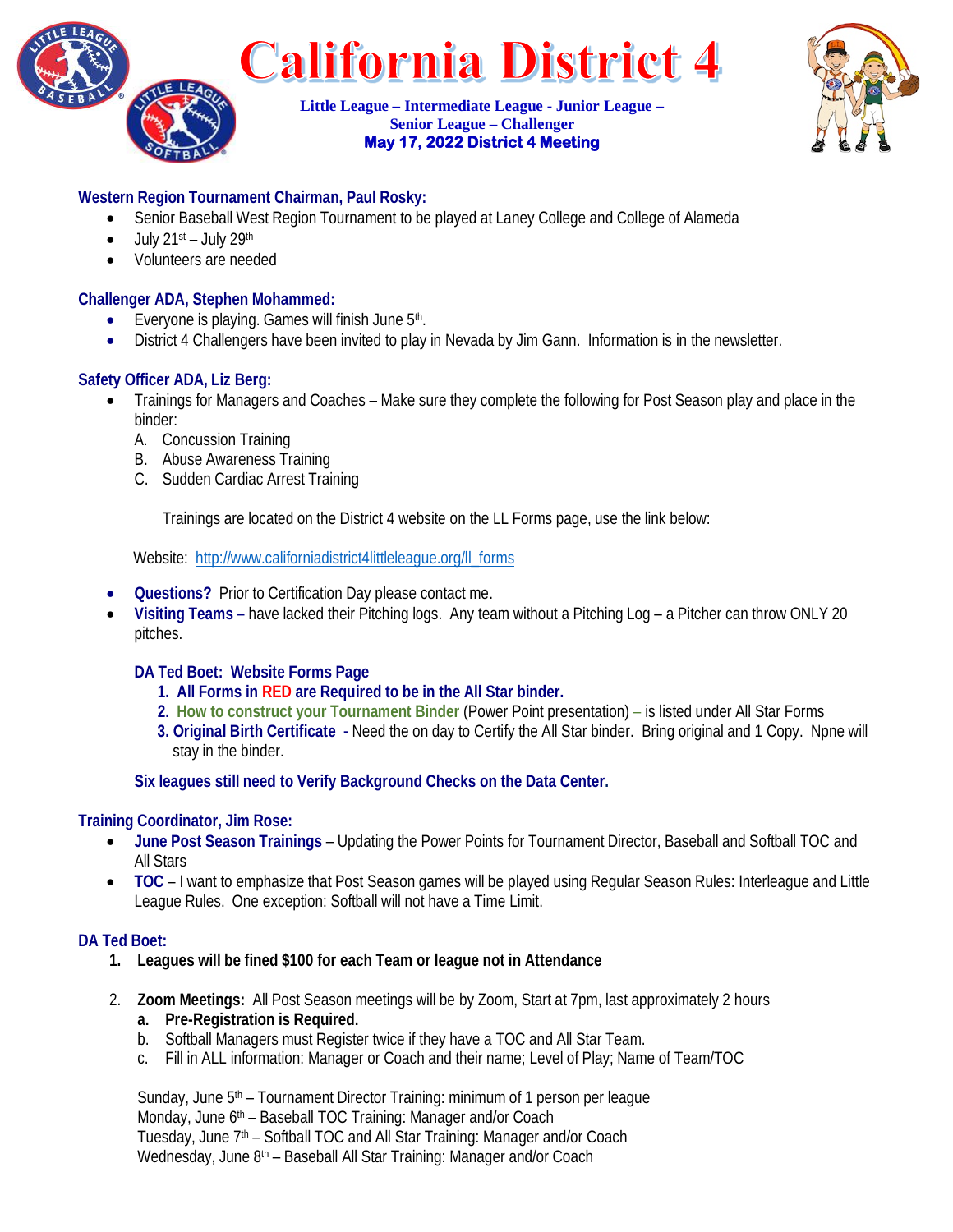# California District 4

**Little League – Intermediate League - Junior League – Senior League – Challenger**

**May 17, 2022 District 4 Meeting**

### Western Region Tournament Chairman, Paul Rosky:

- Senior Baseball West Region Tournament to be played at Laney College and College of Alameda
- July 21st – July 29th
- Volunteers are needed

### Challenger ADA, Stephen Mohammed:

- Everyone is playing. Games will finish June 5th.
- District 4 Challengers have been invited to play in Nevada by Jim Gann. Information is in the newsletter.

### Safety Officer ADA, Liz Berg:

- Trainings for Managers and Coaches – Make sure they complete the following for Post Season play and place in the binder:
  - A. Concussion Training
  - B. Abuse Awareness Training
  - C. Sudden Cardiac Arrest Training

  Trainings are located on the District 4 website on the LL Forms page, use the link below:

  Website: http://www.californiadistrict4littleleague.org/ll_forms

- **Questions?** Prior to Certification Day please contact me.
- **Visiting Teams –** have lacked their Pitching logs. Any team without a Pitching Log – a Pitcher can throw ONLY 20 pitches.

**DA Ted Boet: Website Forms Page**

1. **All Forms in RED are Required to be in the All Star binder.**
2. **How to construct your Tournament Binder** (Power Point presentation) – is listed under All Star Forms
3. **Original Birth Certificate -** Need the on day to Certify the All Star binder. Bring original and 1 Copy. Npne will stay in the binder.

**Six leagues still need to Verify Background Checks on the Data Center.**

### Training Coordinator, Jim Rose:

- **June Post Season Trainings** – Updating the Power Points for Tournament Director, Baseball and Softball TOC and All Stars
- **TOC** – I want to emphasize that Post Season games will be played using Regular Season Rules: Interleague and Little League Rules. One exception: Softball will not have a Time Limit.

### DA Ted Boet:

1. **Leagues will be fined $100 for each Team or league not in Attendance**
2. **Zoom Meetings:** All Post Season meetings will be by Zoom, Start at 7pm, last approximately 2 hours
   - a. **Pre-Registration is Required.**
   - b. Softball Managers must Register twice if they have a TOC and All Star Team.
   - c. Fill in ALL information: Manager or Coach and their name; Level of Play; Name of Team/TOC

   Sunday, June 5th – Tournament Director Training: minimum of 1 person per league
   Monday, June 6th – Baseball TOC Training: Manager and/or Coach
   Tuesday, June 7th – Softball TOC and All Star Training: Manager and/or Coach
   Wednesday, June 8th – Baseball All Star Training: Manager and/or Coach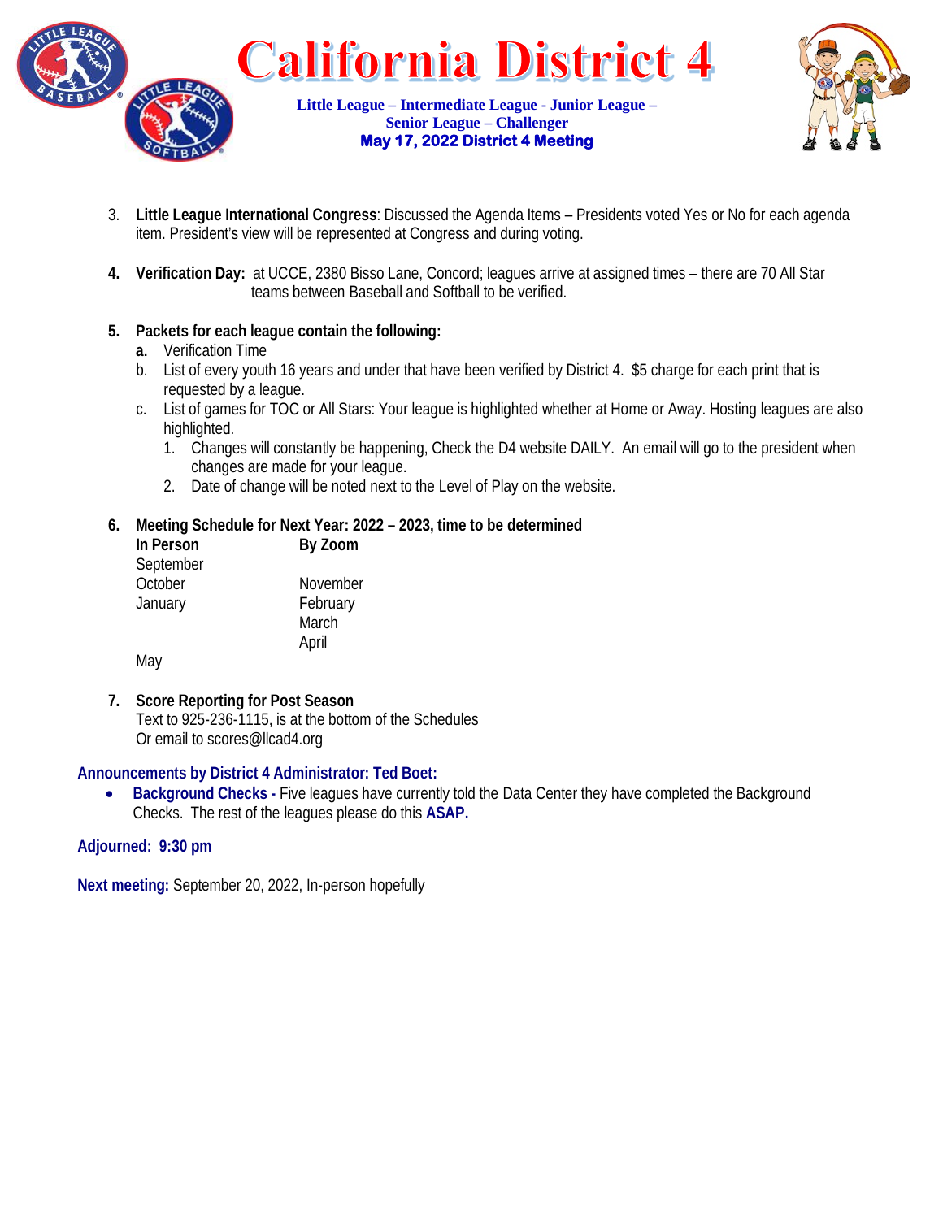# California District 4

**Little League – Intermediate League - Junior League – Senior League – Challenger**

**May 17, 2022 District 4 Meeting**

3. **Little League International Congress**: Discussed the Agenda Items – Presidents voted Yes or No for each agenda item. President's view will be represented at Congress and during voting.

4. **Verification Day:** at UCCE, 2380 Bisso Lane, Concord; leagues arrive at assigned times – there are 70 All Star teams between Baseball and Softball to be verified.

5. **Packets for each league contain the following:**
   - **a.** Verification Time
   - b. List of every youth 16 years and under that have been verified by District 4. $5 charge for each print that is requested by a league.
   - c. List of games for TOC or All Stars: Your league is highlighted whether at Home or Away. Hosting leagues are also highlighted.
     1. Changes will constantly be happening, Check the D4 website DAILY. An email will go to the president when changes are made for your league.
     2. Date of change will be noted next to the Level of Play on the website.

6. **Meeting Schedule for Next Year: 2022 – 2023, time to be determined**

| In Person | By Zoom |
|---|---|
| September | |
| October | November |
| January | February |
| | March |
| | April |
| May | |

7. **Score Reporting for Post Season**
   Text to 925-236-1115, is at the bottom of the Schedules
   Or email to scores@llcad4.org

**Announcements by District 4 Administrator: Ted Boet:**

- **Background Checks -** Five leagues have currently told the Data Center they have completed the Background Checks. The rest of the leagues please do this **ASAP.**

**Adjourned: 9:30 pm**

**Next meeting:** September 20, 2022, In-person hopefully